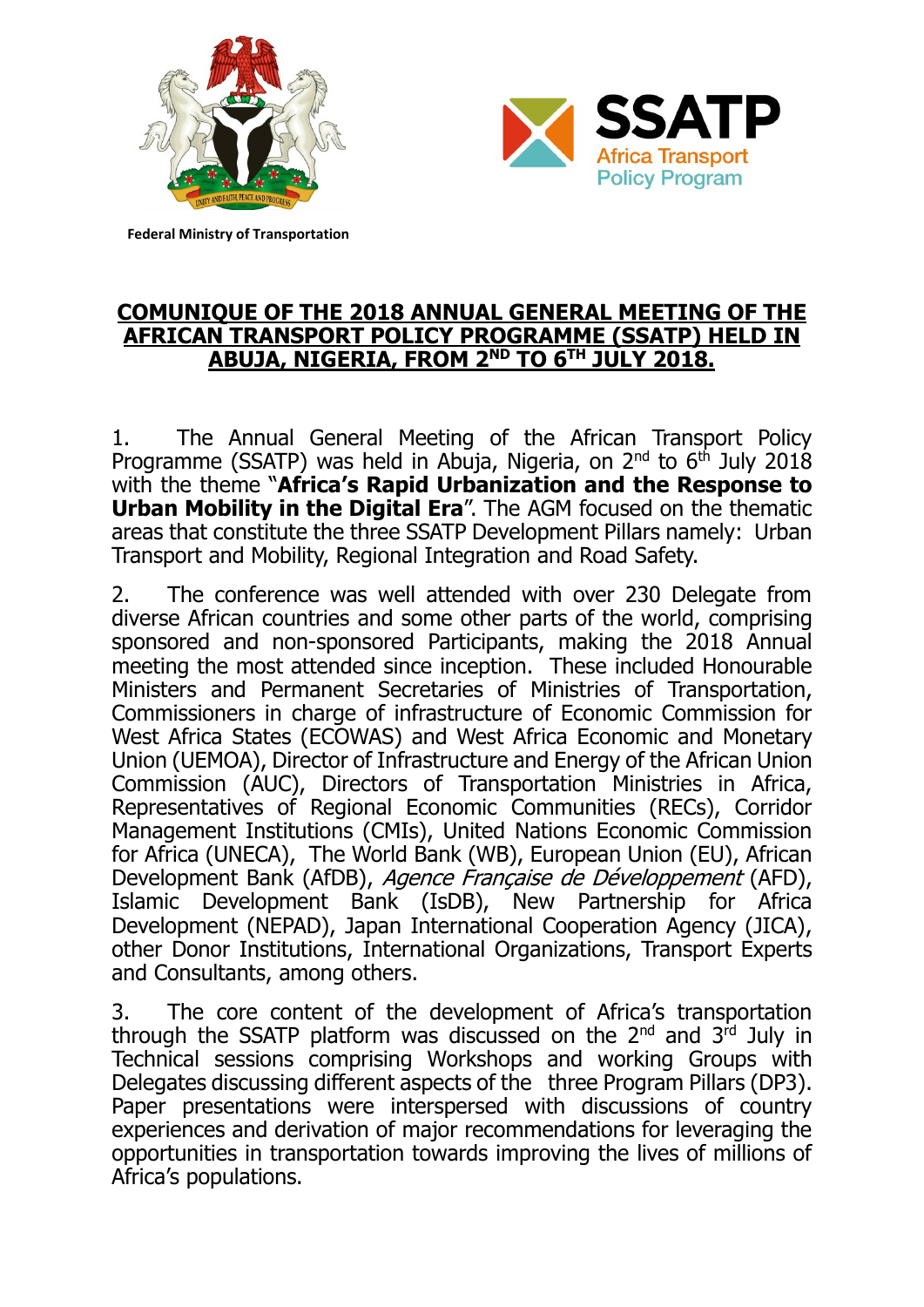Federal Ministry of Transportation

SSATP Africa Transport Policy Program

## COMUNIQUE OF THE 2018 ANNUAL GENERAL MEETING OF THE AFRICAN TRANSPORT POLICY PROGRAMME (SSATP) HELD IN ABUJA, NIGERIA, FROM 2ND TO 6TH JULY 2018.

1. The Annual General Meeting of the African Transport Policy Programme (SSATP) was held in Abuja, Nigeria, on 2nd to 6th July 2018 with the theme "**Africa's Rapid Urbanization and the Response to Urban Mobility in the Digital Era**". The AGM focused on the thematic areas that constitute the three SSATP Development Pillars namely: Urban Transport and Mobility, Regional Integration and Road Safety.

2. The conference was well attended with over 230 Delegate from diverse African countries and some other parts of the world, comprising sponsored and non-sponsored Participants, making the 2018 Annual meeting the most attended since inception. These included Honourable Ministers and Permanent Secretaries of Ministries of Transportation, Commissioners in charge of infrastructure of Economic Commission for West Africa States (ECOWAS) and West Africa Economic and Monetary Union (UEMOA), Director of Infrastructure and Energy of the African Union Commission (AUC), Directors of Transportation Ministries in Africa, Representatives of Regional Economic Communities (RECs), Corridor Management Institutions (CMIs), United Nations Economic Commission for Africa (UNECA), The World Bank (WB), European Union (EU), African Development Bank (AfDB), *Agence Française de Développement* (AFD), Islamic Development Bank (IsDB), New Partnership for Africa Development (NEPAD), Japan International Cooperation Agency (JICA), other Donor Institutions, International Organizations, Transport Experts and Consultants, among others.

3. The core content of the development of Africa's transportation through the SSATP platform was discussed on the 2nd and 3rd July in Technical sessions comprising Workshops and working Groups with Delegates discussing different aspects of the three Program Pillars (DP3). Paper presentations were interspersed with discussions of country experiences and derivation of major recommendations for leveraging the opportunities in transportation towards improving the lives of millions of Africa's populations.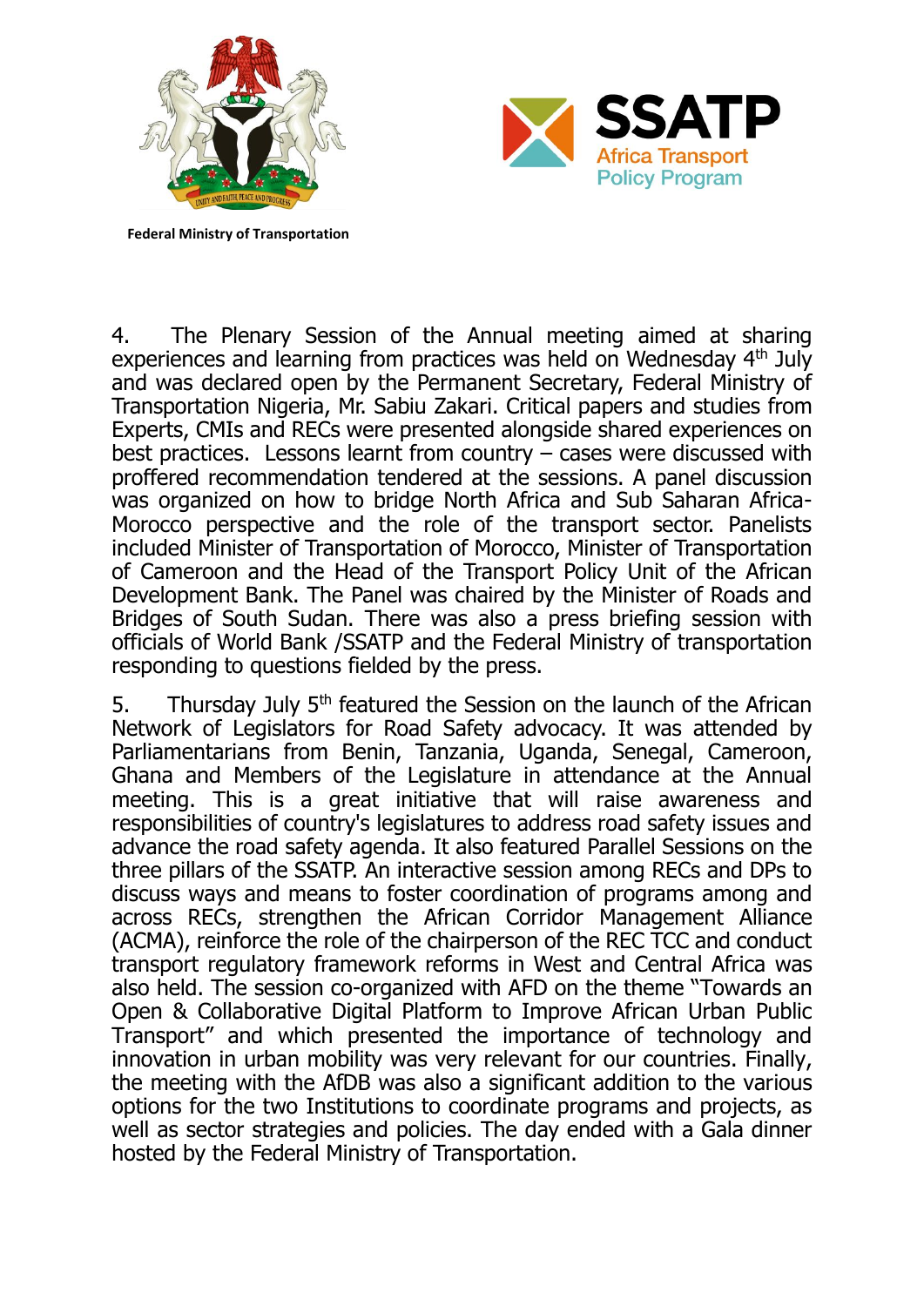Federal Ministry of Transportation

SSATP Africa Transport Policy Program

4. The Plenary Session of the Annual meeting aimed at sharing experiences and learning from practices was held on Wednesday 4th July and was declared open by the Permanent Secretary, Federal Ministry of Transportation Nigeria, Mr. Sabiu Zakari. Critical papers and studies from Experts, CMIs and RECs were presented alongside shared experiences on best practices. Lessons learnt from country – cases were discussed with proffered recommendation tendered at the sessions. A panel discussion was organized on how to bridge North Africa and Sub Saharan Africa- Morocco perspective and the role of the transport sector. Panelists included Minister of Transportation of Morocco, Minister of Transportation of Cameroon and the Head of the Transport Policy Unit of the African Development Bank. The Panel was chaired by the Minister of Roads and Bridges of South Sudan. There was also a press briefing session with officials of World Bank /SSATP and the Federal Ministry of transportation responding to questions fielded by the press.

5. Thursday July 5th featured the Session on the launch of the African Network of Legislators for Road Safety advocacy. It was attended by Parliamentarians from Benin, Tanzania, Uganda, Senegal, Cameroon, Ghana and Members of the Legislature in attendance at the Annual meeting. This is a great initiative that will raise awareness and responsibilities of country's legislatures to address road safety issues and advance the road safety agenda. It also featured Parallel Sessions on the three pillars of the SSATP. An interactive session among RECs and DPs to discuss ways and means to foster coordination of programs among and across RECs, strengthen the African Corridor Management Alliance (ACMA), reinforce the role of the chairperson of the REC TCC and conduct transport regulatory framework reforms in West and Central Africa was also held. The session co-organized with AFD on the theme "Towards an Open & Collaborative Digital Platform to Improve African Urban Public Transport" and which presented the importance of technology and innovation in urban mobility was very relevant for our countries. Finally, the meeting with the AfDB was also a significant addition to the various options for the two Institutions to coordinate programs and projects, as well as sector strategies and policies. The day ended with a Gala dinner hosted by the Federal Ministry of Transportation.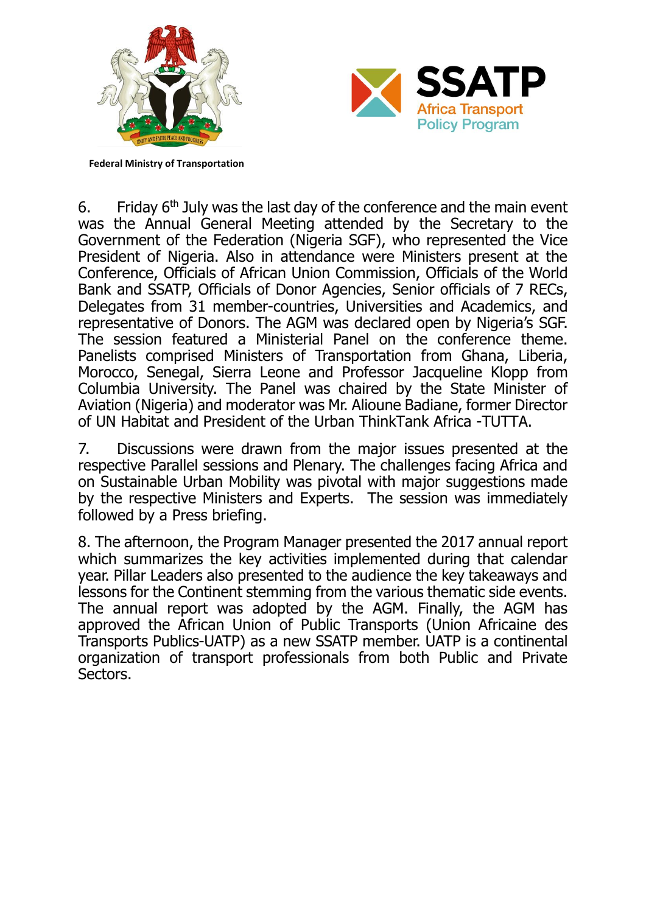Federal Ministry of Transportation

6. Friday 6th July was the last day of the conference and the main event was the Annual General Meeting attended by the Secretary to the Government of the Federation (Nigeria SGF), who represented the Vice President of Nigeria. Also in attendance were Ministers present at the Conference, Officials of African Union Commission, Officials of the World Bank and SSATP, Officials of Donor Agencies, Senior officials of 7 RECs, Delegates from 31 member-countries, Universities and Academics, and representative of Donors. The AGM was declared open by Nigeria's SGF. The session featured a Ministerial Panel on the conference theme. Panelists comprised Ministers of Transportation from Ghana, Liberia, Morocco, Senegal, Sierra Leone and Professor Jacqueline Klopp from Columbia University. The Panel was chaired by the State Minister of Aviation (Nigeria) and moderator was Mr. Alioune Badiane, former Director of UN Habitat and President of the Urban ThinkTank Africa -TUTTA.

7. Discussions were drawn from the major issues presented at the respective Parallel sessions and Plenary. The challenges facing Africa and on Sustainable Urban Mobility was pivotal with major suggestions made by the respective Ministers and Experts. The session was immediately followed by a Press briefing.

8. The afternoon, the Program Manager presented the 2017 annual report which summarizes the key activities implemented during that calendar year. Pillar Leaders also presented to the audience the key takeaways and lessons for the Continent stemming from the various thematic side events. The annual report was adopted by the AGM. Finally, the AGM has approved the African Union of Public Transports (Union Africaine des Transports Publics-UATP) as a new SSATP member. UATP is a continental organization of transport professionals from both Public and Private Sectors.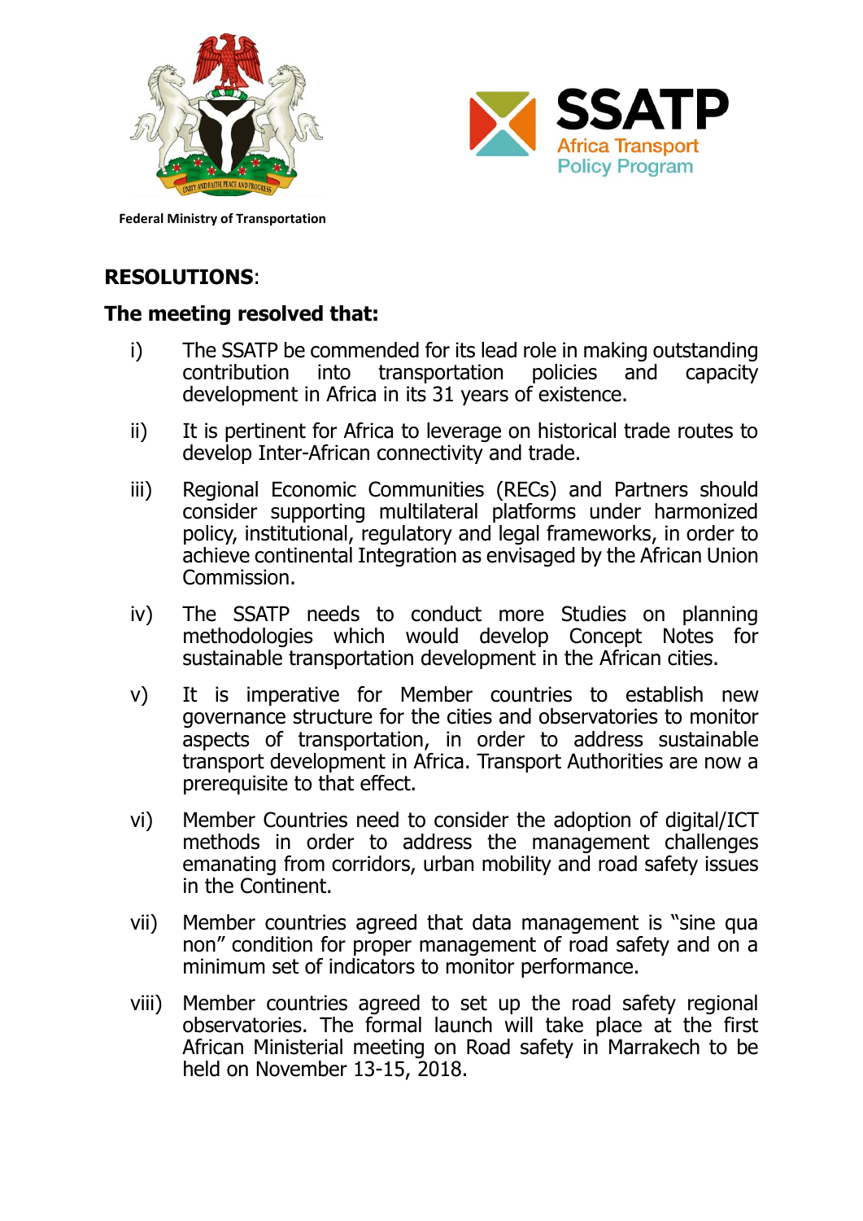Federal Ministry of Transportation

SSATP Africa Transport Policy Program

**RESOLUTIONS**:

**The meeting resolved that:**

i) The SSATP be commended for its lead role in making outstanding contribution into transportation policies and capacity development in Africa in its 31 years of existence.

ii) It is pertinent for Africa to leverage on historical trade routes to develop Inter-African connectivity and trade.

iii) Regional Economic Communities (RECs) and Partners should consider supporting multilateral platforms under harmonized policy, institutional, regulatory and legal frameworks, in order to achieve continental Integration as envisaged by the African Union Commission.

iv) The SSATP needs to conduct more Studies on planning methodologies which would develop Concept Notes for sustainable transportation development in the African cities.

v) It is imperative for Member countries to establish new governance structure for the cities and observatories to monitor aspects of transportation, in order to address sustainable transport development in Africa. Transport Authorities are now a prerequisite to that effect.

vi) Member Countries need to consider the adoption of digital/ICT methods in order to address the management challenges emanating from corridors, urban mobility and road safety issues in the Continent.

vii) Member countries agreed that data management is "sine qua non" condition for proper management of road safety and on a minimum set of indicators to monitor performance.

viii) Member countries agreed to set up the road safety regional observatories. The formal launch will take place at the first African Ministerial meeting on Road safety in Marrakech to be held on November 13-15, 2018.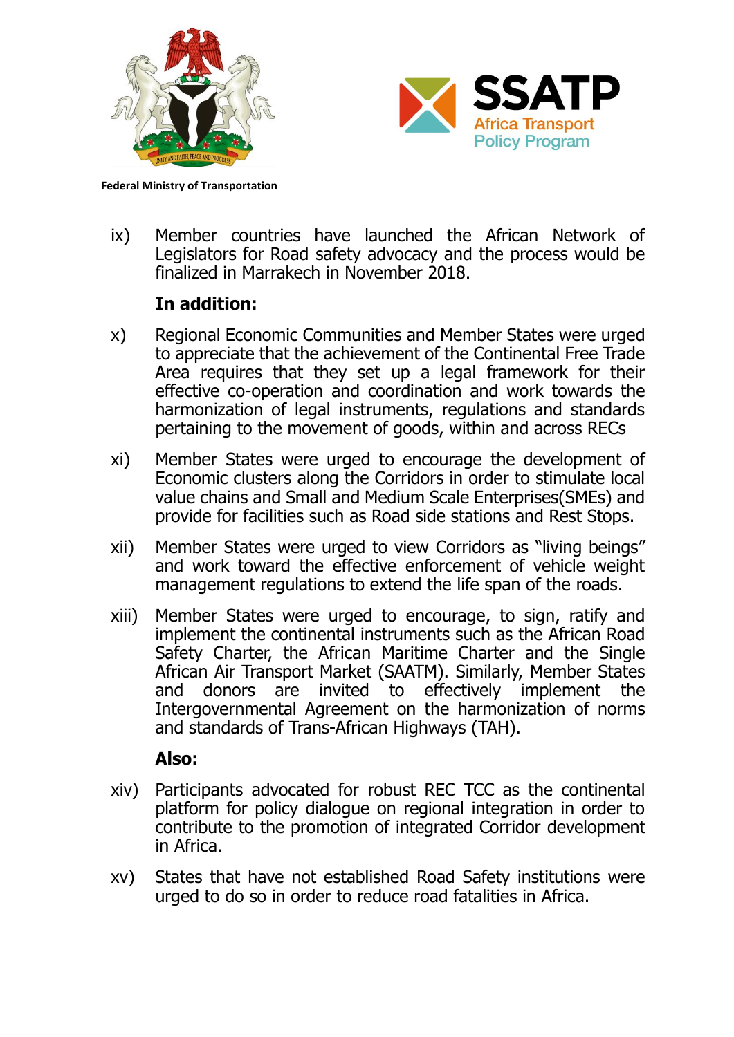ix) Member countries have launched the African Network of Legislators for Road safety advocacy and the process would be finalized in Marrakech in November 2018.

**In addition:**

x) Regional Economic Communities and Member States were urged to appreciate that the achievement of the Continental Free Trade Area requires that they set up a legal framework for their effective co-operation and coordination and work towards the harmonization of legal instruments, regulations and standards pertaining to the movement of goods, within and across RECs

xi) Member States were urged to encourage the development of Economic clusters along the Corridors in order to stimulate local value chains and Small and Medium Scale Enterprises(SMEs) and provide for facilities such as Road side stations and Rest Stops.

xii) Member States were urged to view Corridors as "living beings" and work toward the effective enforcement of vehicle weight management regulations to extend the life span of the roads.

xiii) Member States were urged to encourage, to sign, ratify and implement the continental instruments such as the African Road Safety Charter, the African Maritime Charter and the Single African Air Transport Market (SAATM). Similarly, Member States and donors are invited to effectively implement the Intergovernmental Agreement on the harmonization of norms and standards of Trans-African Highways (TAH).

**Also:**

xiv) Participants advocated for robust REC TCC as the continental platform for policy dialogue on regional integration in order to contribute to the promotion of integrated Corridor development in Africa.

xv) States that have not established Road Safety institutions were urged to do so in order to reduce road fatalities in Africa.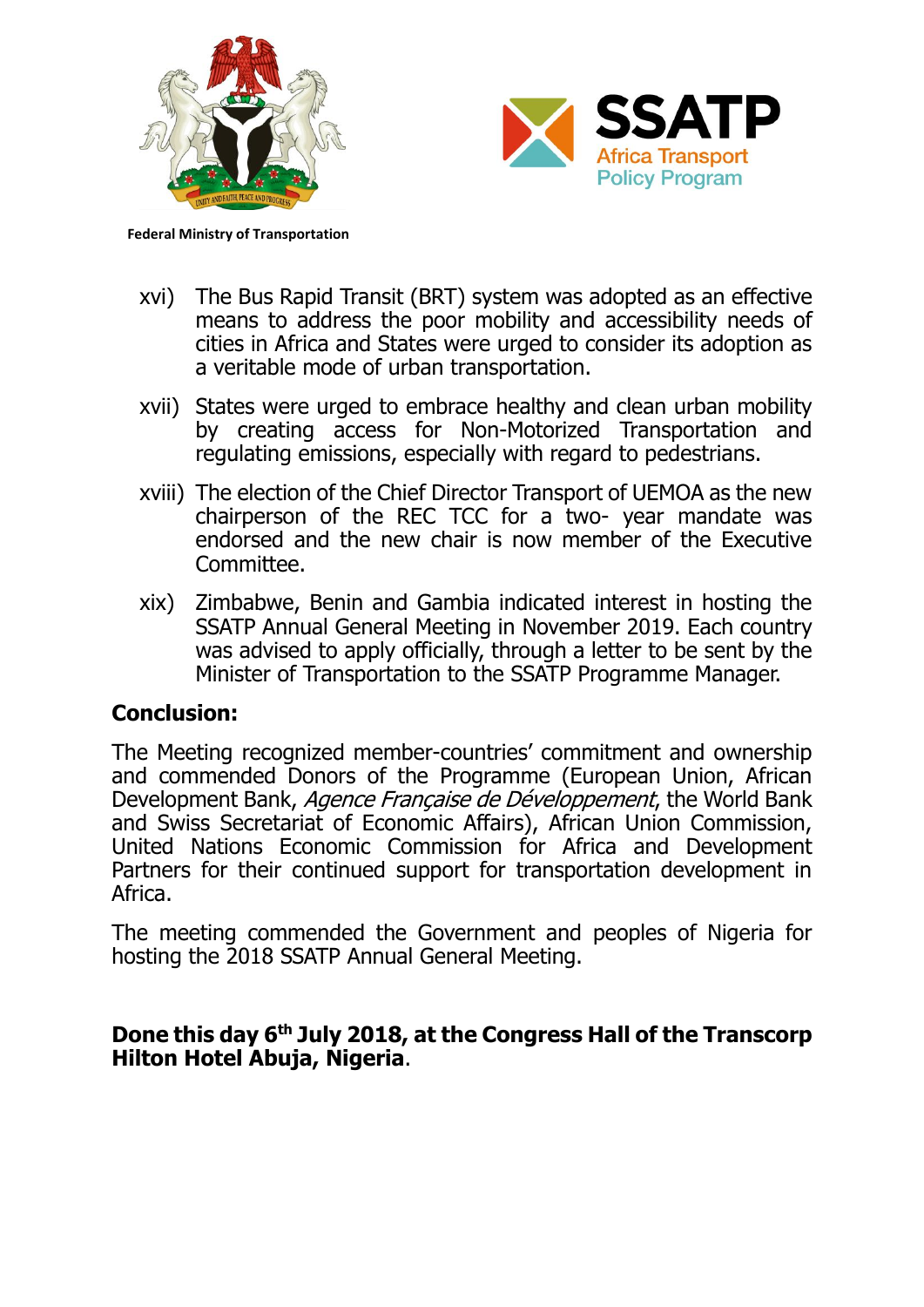xvi) The Bus Rapid Transit (BRT) system was adopted as an effective means to address the poor mobility and accessibility needs of cities in Africa and States were urged to consider its adoption as a veritable mode of urban transportation.

xvii) States were urged to embrace healthy and clean urban mobility by creating access for Non-Motorized Transportation and regulating emissions, especially with regard to pedestrians.

xviii) The election of the Chief Director Transport of UEMOA as the new chairperson of the REC TCC for a two- year mandate was endorsed and the new chair is now member of the Executive Committee.

xix) Zimbabwe, Benin and Gambia indicated interest in hosting the SSATP Annual General Meeting in November 2019. Each country was advised to apply officially, through a letter to be sent by the Minister of Transportation to the SSATP Programme Manager.

**Conclusion:**

The Meeting recognized member-countries' commitment and ownership and commended Donors of the Programme (European Union, African Development Bank, *Agence Française de Développement*, the World Bank and Swiss Secretariat of Economic Affairs), African Union Commission, United Nations Economic Commission for Africa and Development Partners for their continued support for transportation development in Africa.

The meeting commended the Government and peoples of Nigeria for hosting the 2018 SSATP Annual General Meeting.

**Done this day 6th July 2018, at the Congress Hall of the Transcorp Hilton Hotel Abuja, Nigeria**.